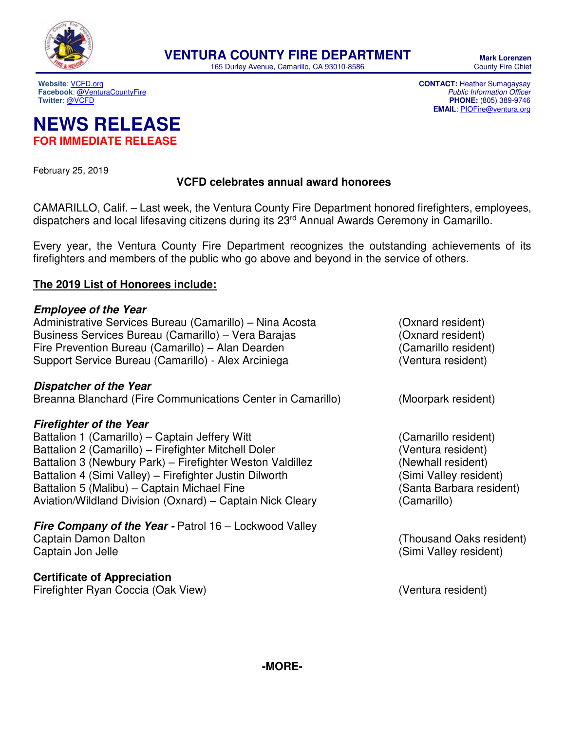**VENTURA COUNTY FIRE DEPARTMENT**
165 Durley Avenue, Camarillo, CA 93010-8586

**Mark Lorenzen**
County Fire Chief

**Website**: VCFD.org
**Facebook**: @VenturaCountyFire
**Twitter**: @VCFD

**CONTACT:** Heather Sumagaysay
*Public Information Officer*
**PHONE:** (805) 389-9746
**EMAIL**: PIOFire@ventura.org

# NEWS RELEASE

**FOR IMMEDIATE RELEASE**

February 25, 2019

## VCFD celebrates annual award honorees

CAMARILLO, Calif. – Last week, the Ventura County Fire Department honored firefighters, employees, dispatchers and local lifesaving citizens during its 23rd Annual Awards Ceremony in Camarillo.

Every year, the Ventura County Fire Department recognizes the outstanding achievements of its firefighters and members of the public who go above and beyond in the service of others.

**The 2019 List of Honorees include:**

***Employee of the Year***

Administrative Services Bureau (Camarillo) – Nina Acosta (Oxnard resident)
Business Services Bureau (Camarillo) – Vera Barajas (Oxnard resident)
Fire Prevention Bureau (Camarillo) – Alan Dearden (Camarillo resident)
Support Service Bureau (Camarillo) - Alex Arciniega (Ventura resident)

***Dispatcher of the Year***

Breanna Blanchard (Fire Communications Center in Camarillo) (Moorpark resident)

***Firefighter of the Year***

Battalion 1 (Camarillo) – Captain Jeffery Witt (Camarillo resident)
Battalion 2 (Camarillo) – Firefighter Mitchell Doler (Ventura resident)
Battalion 3 (Newbury Park) – Firefighter Weston Valdillez (Newhall resident)
Battalion 4 (Simi Valley) – Firefighter Justin Dilworth (Simi Valley resident)
Battalion 5 (Malibu) – Captain Michael Fine (Santa Barbara resident)
Aviation/Wildland Division (Oxnard) – Captain Nick Cleary (Camarillo)

***Fire Company of the Year -*** Patrol 16 – Lockwood Valley
Captain Damon Dalton (Thousand Oaks resident)
Captain Jon Jelle (Simi Valley resident)

**Certificate of Appreciation**

Firefighter Ryan Coccia (Oak View) (Ventura resident)

**-MORE-**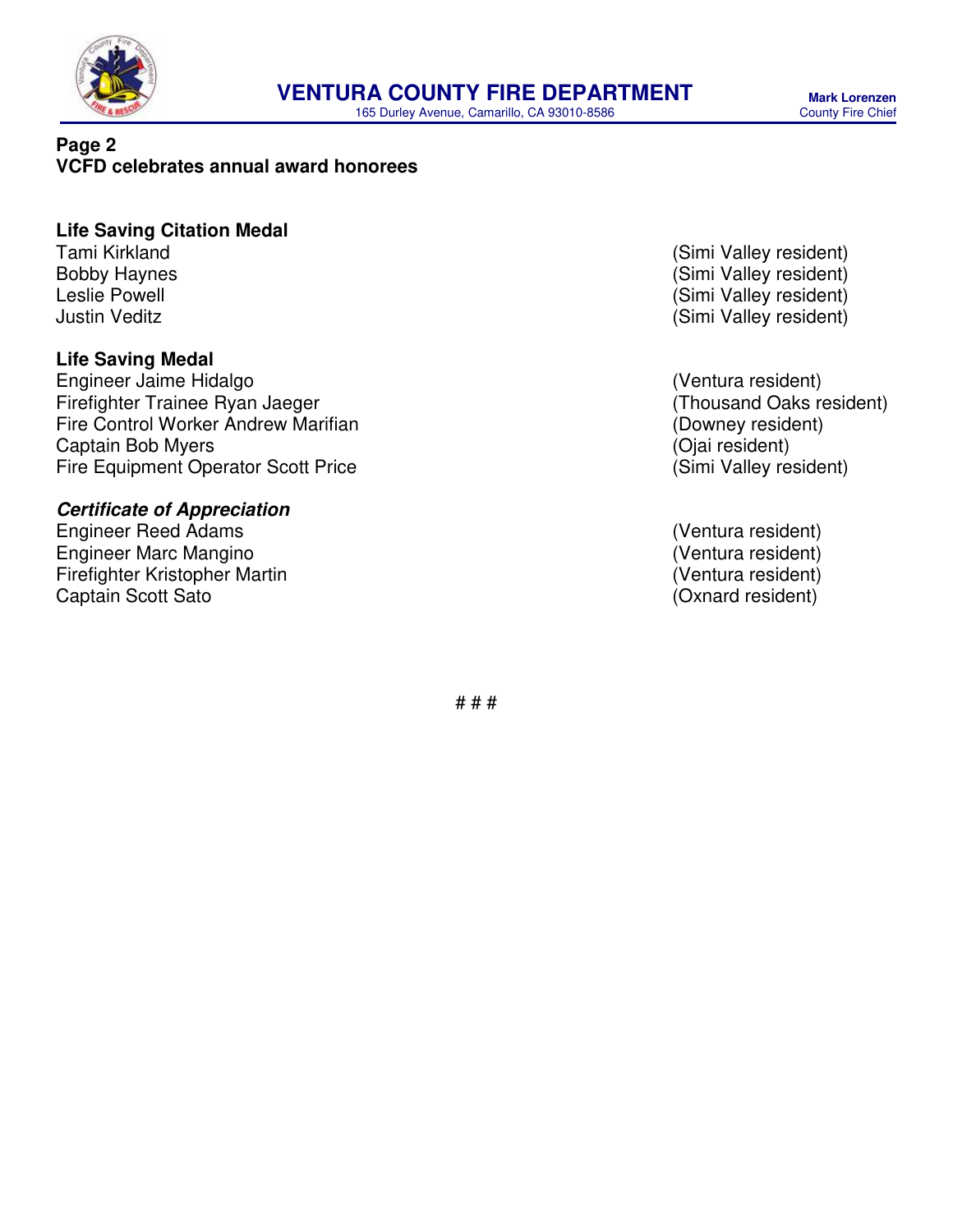**Page 2**
**VCFD celebrates annual award honorees**

### Life Saving Citation Medal

| | |
|---|---|
| Tami Kirkland | (Simi Valley resident) |
| Bobby Haynes | (Simi Valley resident) |
| Leslie Powell | (Simi Valley resident) |
| Justin Veditz | (Simi Valley resident) |

### Life Saving Medal

| | |
|---|---|
| Engineer Jaime Hidalgo | (Ventura resident) |
| Firefighter Trainee Ryan Jaeger | (Thousand Oaks resident) |
| Fire Control Worker Andrew Marifian | (Downey resident) |
| Captain Bob Myers | (Ojai resident) |
| Fire Equipment Operator Scott Price | (Simi Valley resident) |

### *Certificate of Appreciation*

| | |
|---|---|
| Engineer Reed Adams | (Ventura resident) |
| Engineer Marc Mangino | (Ventura resident) |
| Firefighter Kristopher Martin | (Ventura resident) |
| Captain Scott Sato | (Oxnard resident) |

# # #